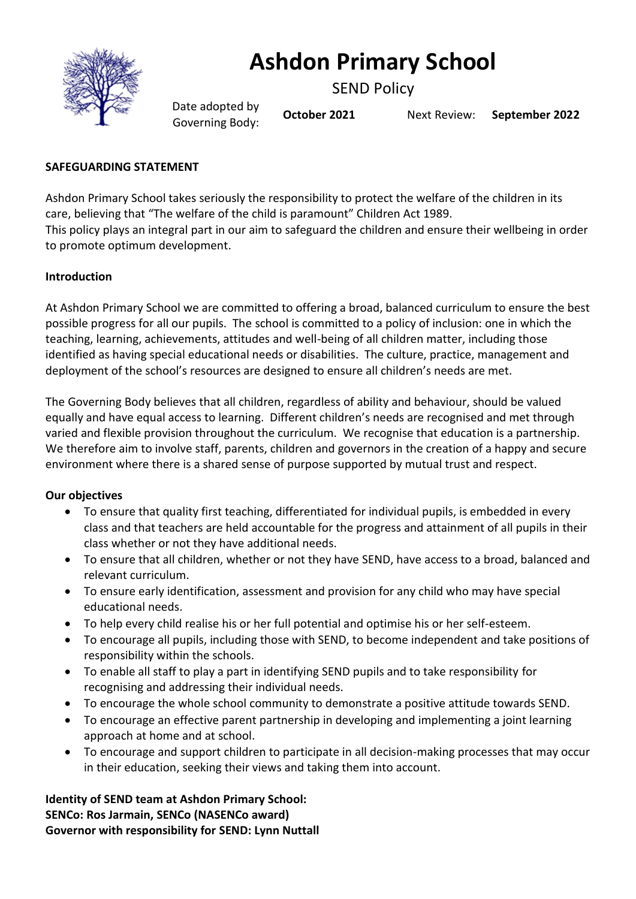# Ashdon Primary School

SEND Policy

Date adopted by Governing Body: **October 2021** Next Review: **September 2022**

**SAFEGUARDING STATEMENT**

Ashdon Primary School takes seriously the responsibility to protect the welfare of the children in its care, believing that "The welfare of the child is paramount" Children Act 1989.
This policy plays an integral part in our aim to safeguard the children and ensure their wellbeing in order to promote optimum development.

**Introduction**

At Ashdon Primary School we are committed to offering a broad, balanced curriculum to ensure the best possible progress for all our pupils. The school is committed to a policy of inclusion: one in which the teaching, learning, achievements, attitudes and well-being of all children matter, including those identified as having special educational needs or disabilities. The culture, practice, management and deployment of the school's resources are designed to ensure all children's needs are met.

The Governing Body believes that all children, regardless of ability and behaviour, should be valued equally and have equal access to learning. Different children's needs are recognised and met through varied and flexible provision throughout the curriculum. We recognise that education is a partnership. We therefore aim to involve staff, parents, children and governors in the creation of a happy and secure environment where there is a shared sense of purpose supported by mutual trust and respect.

**Our objectives**

- To ensure that quality first teaching, differentiated for individual pupils, is embedded in every class and that teachers are held accountable for the progress and attainment of all pupils in their class whether or not they have additional needs.
- To ensure that all children, whether or not they have SEND, have access to a broad, balanced and relevant curriculum.
- To ensure early identification, assessment and provision for any child who may have special educational needs.
- To help every child realise his or her full potential and optimise his or her self-esteem.
- To encourage all pupils, including those with SEND, to become independent and take positions of responsibility within the schools.
- To enable all staff to play a part in identifying SEND pupils and to take responsibility for recognising and addressing their individual needs.
- To encourage the whole school community to demonstrate a positive attitude towards SEND.
- To encourage an effective parent partnership in developing and implementing a joint learning approach at home and at school.
- To encourage and support children to participate in all decision-making processes that may occur in their education, seeking their views and taking them into account.

**Identity of SEND team at Ashdon Primary School:**
**SENCo: Ros Jarmain, SENCo (NASENCo award)**
**Governor with responsibility for SEND: Lynn Nuttall**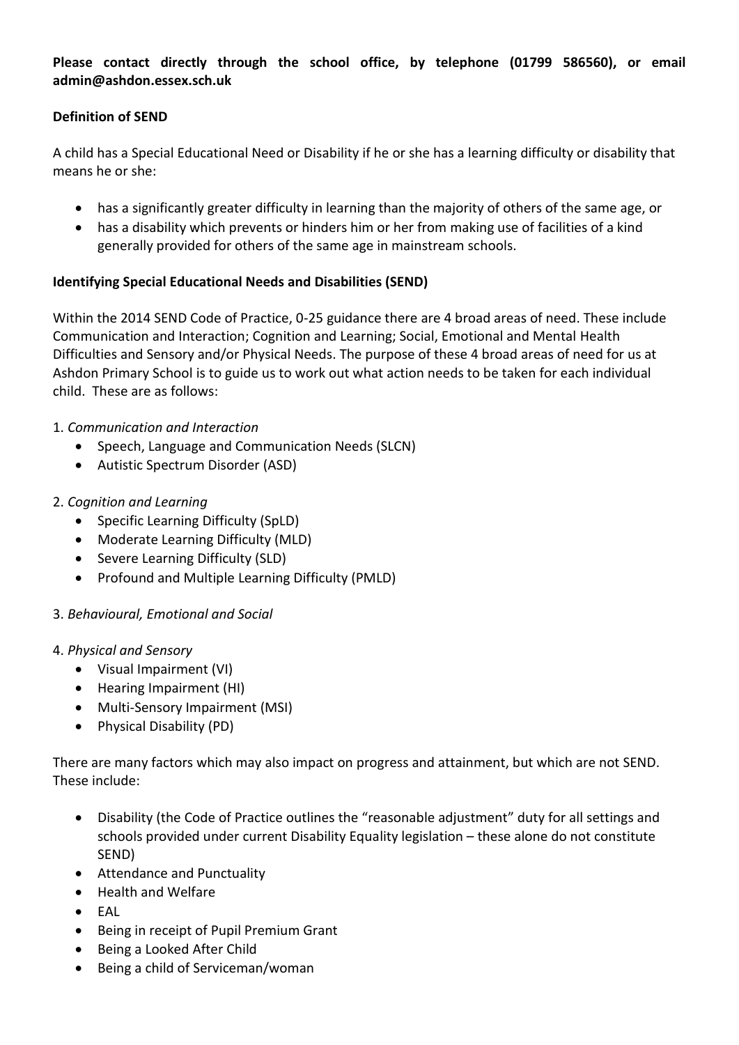**Please contact directly through the school office, by telephone (01799 586560), or email admin@ashdon.essex.sch.uk**

**Definition of SEND**

A child has a Special Educational Need or Disability if he or she has a learning difficulty or disability that means he or she:

- has a significantly greater difficulty in learning than the majority of others of the same age, or
- has a disability which prevents or hinders him or her from making use of facilities of a kind generally provided for others of the same age in mainstream schools.

**Identifying Special Educational Needs and Disabilities (SEND)**

Within the 2014 SEND Code of Practice, 0-25 guidance there are 4 broad areas of need. These include Communication and Interaction; Cognition and Learning; Social, Emotional and Mental Health Difficulties and Sensory and/or Physical Needs. The purpose of these 4 broad areas of need for us at Ashdon Primary School is to guide us to work out what action needs to be taken for each individual child. These are as follows:

1. *Communication and Interaction*
   - Speech, Language and Communication Needs (SLCN)
   - Autistic Spectrum Disorder (ASD)

2. *Cognition and Learning*
   - Specific Learning Difficulty (SpLD)
   - Moderate Learning Difficulty (MLD)
   - Severe Learning Difficulty (SLD)
   - Profound and Multiple Learning Difficulty (PMLD)

3. *Behavioural, Emotional and Social*

4. *Physical and Sensory*
   - Visual Impairment (VI)
   - Hearing Impairment (HI)
   - Multi-Sensory Impairment (MSI)
   - Physical Disability (PD)

There are many factors which may also impact on progress and attainment, but which are not SEND. These include:

- Disability (the Code of Practice outlines the "reasonable adjustment" duty for all settings and schools provided under current Disability Equality legislation – these alone do not constitute SEND)
- Attendance and Punctuality
- Health and Welfare
- EAL
- Being in receipt of Pupil Premium Grant
- Being a Looked After Child
- Being a child of Serviceman/woman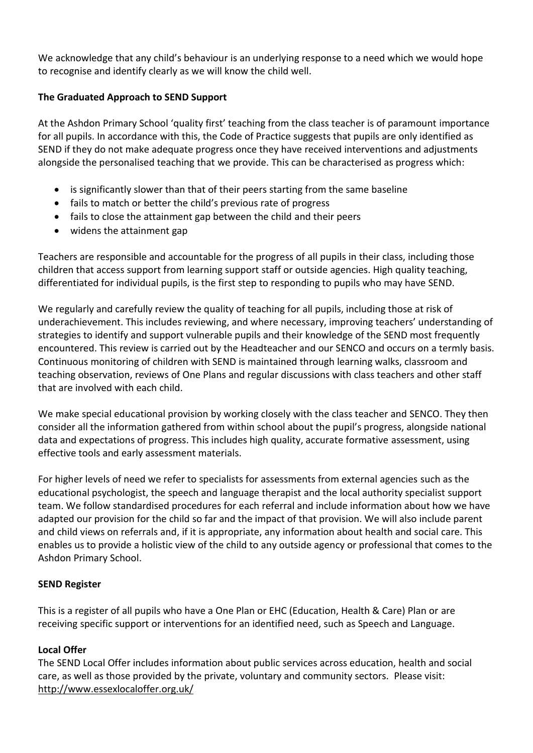We acknowledge that any child's behaviour is an underlying response to a need which we would hope to recognise and identify clearly as we will know the child well.

**The Graduated Approach to SEND Support**

At the Ashdon Primary School 'quality first' teaching from the class teacher is of paramount importance for all pupils. In accordance with this, the Code of Practice suggests that pupils are only identified as SEND if they do not make adequate progress once they have received interventions and adjustments alongside the personalised teaching that we provide. This can be characterised as progress which:

- is significantly slower than that of their peers starting from the same baseline
- fails to match or better the child's previous rate of progress
- fails to close the attainment gap between the child and their peers
- widens the attainment gap

Teachers are responsible and accountable for the progress of all pupils in their class, including those children that access support from learning support staff or outside agencies. High quality teaching, differentiated for individual pupils, is the first step to responding to pupils who may have SEND.

We regularly and carefully review the quality of teaching for all pupils, including those at risk of underachievement. This includes reviewing, and where necessary, improving teachers' understanding of strategies to identify and support vulnerable pupils and their knowledge of the SEND most frequently encountered. This review is carried out by the Headteacher and our SENCO and occurs on a termly basis. Continuous monitoring of children with SEND is maintained through learning walks, classroom and teaching observation, reviews of One Plans and regular discussions with class teachers and other staff that are involved with each child.

We make special educational provision by working closely with the class teacher and SENCO. They then consider all the information gathered from within school about the pupil's progress, alongside national data and expectations of progress. This includes high quality, accurate formative assessment, using effective tools and early assessment materials.

For higher levels of need we refer to specialists for assessments from external agencies such as the educational psychologist, the speech and language therapist and the local authority specialist support team. We follow standardised procedures for each referral and include information about how we have adapted our provision for the child so far and the impact of that provision. We will also include parent and child views on referrals and, if it is appropriate, any information about health and social care. This enables us to provide a holistic view of the child to any outside agency or professional that comes to the Ashdon Primary School.

**SEND Register**

This is a register of all pupils who have a One Plan or EHC (Education, Health & Care) Plan or are receiving specific support or interventions for an identified need, such as Speech and Language.

**Local Offer**

The SEND Local Offer includes information about public services across education, health and social care, as well as those provided by the private, voluntary and community sectors. Please visit: http://www.essexlocaloffer.org.uk/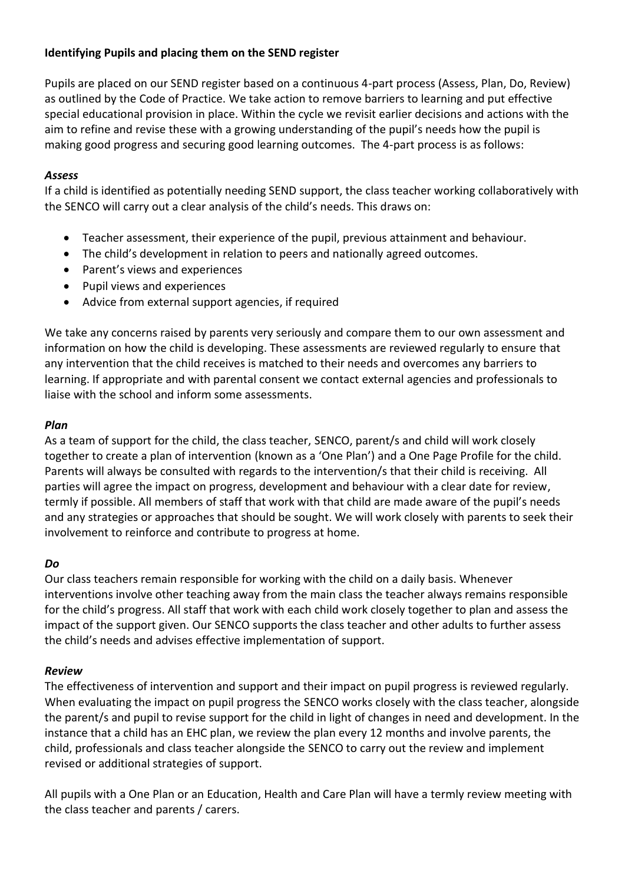**Identifying Pupils and placing them on the SEND register**

Pupils are placed on our SEND register based on a continuous 4-part process (Assess, Plan, Do, Review) as outlined by the Code of Practice. We take action to remove barriers to learning and put effective special educational provision in place. Within the cycle we revisit earlier decisions and actions with the aim to refine and revise these with a growing understanding of the pupil's needs how the pupil is making good progress and securing good learning outcomes. The 4-part process is as follows:

***Assess***

If a child is identified as potentially needing SEND support, the class teacher working collaboratively with the SENCO will carry out a clear analysis of the child's needs. This draws on:

- Teacher assessment, their experience of the pupil, previous attainment and behaviour.
- The child's development in relation to peers and nationally agreed outcomes.
- Parent's views and experiences
- Pupil views and experiences
- Advice from external support agencies, if required

We take any concerns raised by parents very seriously and compare them to our own assessment and information on how the child is developing. These assessments are reviewed regularly to ensure that any intervention that the child receives is matched to their needs and overcomes any barriers to learning. If appropriate and with parental consent we contact external agencies and professionals to liaise with the school and inform some assessments.

***Plan***

As a team of support for the child, the class teacher, SENCO, parent/s and child will work closely together to create a plan of intervention (known as a 'One Plan') and a One Page Profile for the child. Parents will always be consulted with regards to the intervention/s that their child is receiving. All parties will agree the impact on progress, development and behaviour with a clear date for review, termly if possible. All members of staff that work with that child are made aware of the pupil's needs and any strategies or approaches that should be sought. We will work closely with parents to seek their involvement to reinforce and contribute to progress at home.

***Do***

Our class teachers remain responsible for working with the child on a daily basis. Whenever interventions involve other teaching away from the main class the teacher always remains responsible for the child's progress. All staff that work with each child work closely together to plan and assess the impact of the support given. Our SENCO supports the class teacher and other adults to further assess the child's needs and advises effective implementation of support.

***Review***

The effectiveness of intervention and support and their impact on pupil progress is reviewed regularly. When evaluating the impact on pupil progress the SENCO works closely with the class teacher, alongside the parent/s and pupil to revise support for the child in light of changes in need and development. In the instance that a child has an EHC plan, we review the plan every 12 months and involve parents, the child, professionals and class teacher alongside the SENCO to carry out the review and implement revised or additional strategies of support.

All pupils with a One Plan or an Education, Health and Care Plan will have a termly review meeting with the class teacher and parents / carers.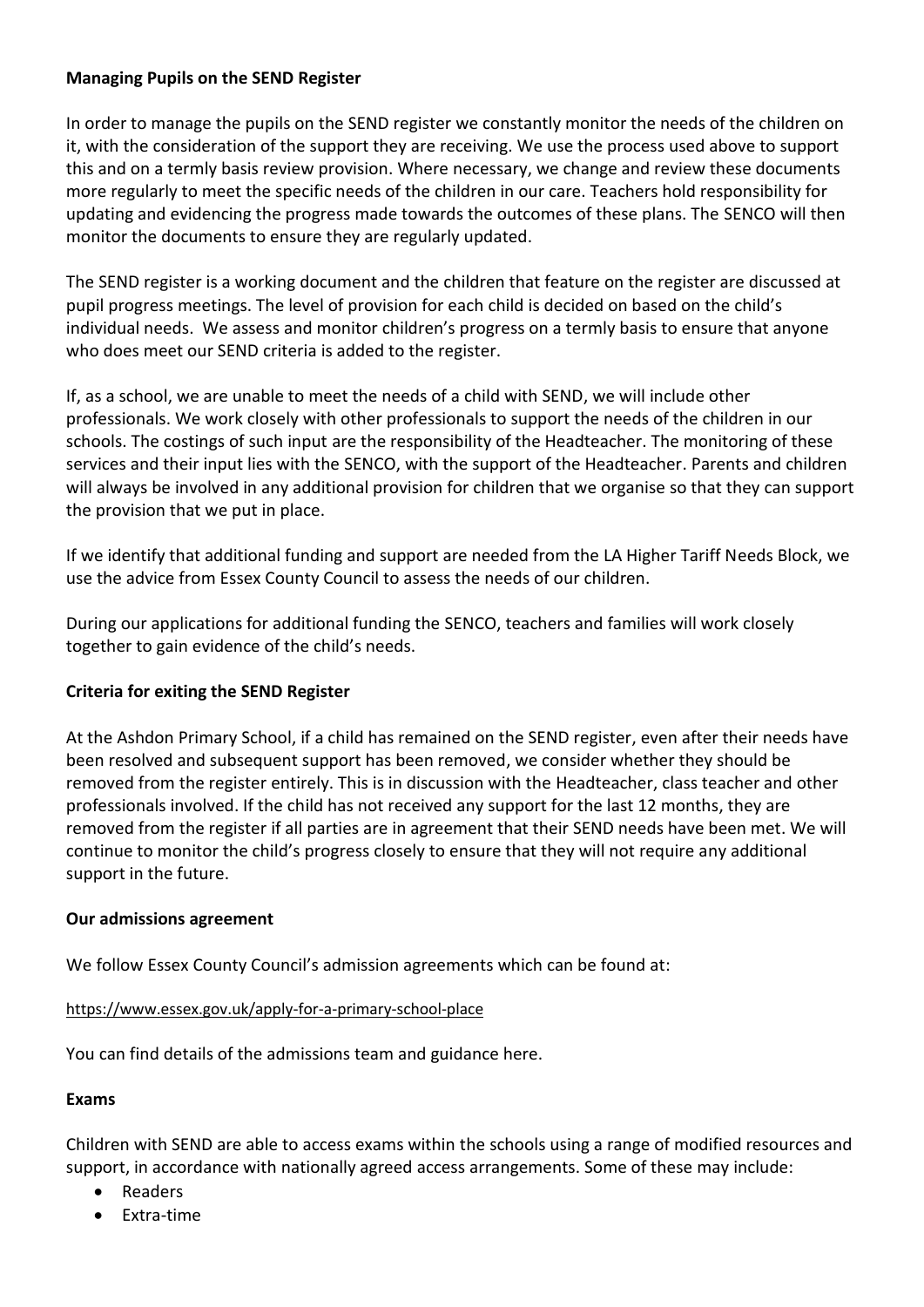**Managing Pupils on the SEND Register**

In order to manage the pupils on the SEND register we constantly monitor the needs of the children on it, with the consideration of the support they are receiving. We use the process used above to support this and on a termly basis review provision. Where necessary, we change and review these documents more regularly to meet the specific needs of the children in our care. Teachers hold responsibility for updating and evidencing the progress made towards the outcomes of these plans. The SENCO will then monitor the documents to ensure they are regularly updated.

The SEND register is a working document and the children that feature on the register are discussed at pupil progress meetings. The level of provision for each child is decided on based on the child's individual needs. We assess and monitor children's progress on a termly basis to ensure that anyone who does meet our SEND criteria is added to the register.

If, as a school, we are unable to meet the needs of a child with SEND, we will include other professionals. We work closely with other professionals to support the needs of the children in our schools. The costings of such input are the responsibility of the Headteacher. The monitoring of these services and their input lies with the SENCO, with the support of the Headteacher. Parents and children will always be involved in any additional provision for children that we organise so that they can support the provision that we put in place.

If we identify that additional funding and support are needed from the LA Higher Tariff Needs Block, we use the advice from Essex County Council to assess the needs of our children.

During our applications for additional funding the SENCO, teachers and families will work closely together to gain evidence of the child's needs.

**Criteria for exiting the SEND Register**

At the Ashdon Primary School, if a child has remained on the SEND register, even after their needs have been resolved and subsequent support has been removed, we consider whether they should be removed from the register entirely. This is in discussion with the Headteacher, class teacher and other professionals involved. If the child has not received any support for the last 12 months, they are removed from the register if all parties are in agreement that their SEND needs have been met. We will continue to monitor the child's progress closely to ensure that they will not require any additional support in the future.

**Our admissions agreement**

We follow Essex County Council's admission agreements which can be found at:

https://www.essex.gov.uk/apply-for-a-primary-school-place

You can find details of the admissions team and guidance here.

**Exams**

Children with SEND are able to access exams within the schools using a range of modified resources and support, in accordance with nationally agreed access arrangements. Some of these may include:

- Readers
- Extra-time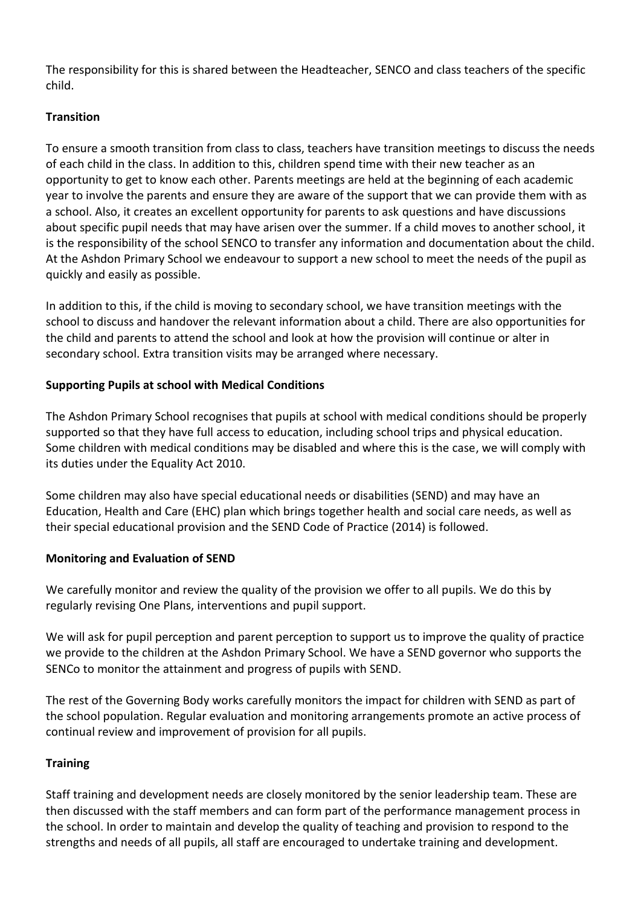The responsibility for this is shared between the Headteacher, SENCO and class teachers of the specific child.

**Transition**

To ensure a smooth transition from class to class, teachers have transition meetings to discuss the needs of each child in the class. In addition to this, children spend time with their new teacher as an opportunity to get to know each other. Parents meetings are held at the beginning of each academic year to involve the parents and ensure they are aware of the support that we can provide them with as a school. Also, it creates an excellent opportunity for parents to ask questions and have discussions about specific pupil needs that may have arisen over the summer. If a child moves to another school, it is the responsibility of the school SENCO to transfer any information and documentation about the child. At the Ashdon Primary School we endeavour to support a new school to meet the needs of the pupil as quickly and easily as possible.

In addition to this, if the child is moving to secondary school, we have transition meetings with the school to discuss and handover the relevant information about a child. There are also opportunities for the child and parents to attend the school and look at how the provision will continue or alter in secondary school. Extra transition visits may be arranged where necessary.

**Supporting Pupils at school with Medical Conditions**

The Ashdon Primary School recognises that pupils at school with medical conditions should be properly supported so that they have full access to education, including school trips and physical education. Some children with medical conditions may be disabled and where this is the case, we will comply with its duties under the Equality Act 2010.

Some children may also have special educational needs or disabilities (SEND) and may have an Education, Health and Care (EHC) plan which brings together health and social care needs, as well as their special educational provision and the SEND Code of Practice (2014) is followed.

**Monitoring and Evaluation of SEND**

We carefully monitor and review the quality of the provision we offer to all pupils. We do this by regularly revising One Plans, interventions and pupil support.

We will ask for pupil perception and parent perception to support us to improve the quality of practice we provide to the children at the Ashdon Primary School. We have a SEND governor who supports the SENCo to monitor the attainment and progress of pupils with SEND.

The rest of the Governing Body works carefully monitors the impact for children with SEND as part of the school population. Regular evaluation and monitoring arrangements promote an active process of continual review and improvement of provision for all pupils.

**Training**

Staff training and development needs are closely monitored by the senior leadership team. These are then discussed with the staff members and can form part of the performance management process in the school. In order to maintain and develop the quality of teaching and provision to respond to the strengths and needs of all pupils, all staff are encouraged to undertake training and development.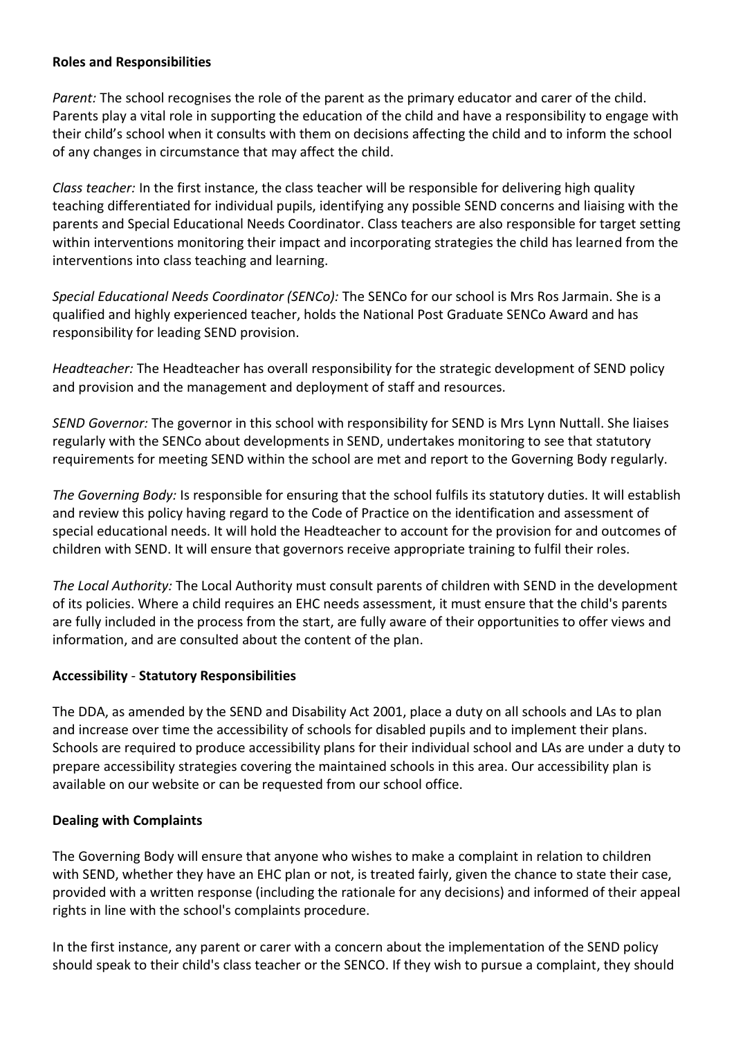**Roles and Responsibilities**

*Parent:* The school recognises the role of the parent as the primary educator and carer of the child. Parents play a vital role in supporting the education of the child and have a responsibility to engage with their child's school when it consults with them on decisions affecting the child and to inform the school of any changes in circumstance that may affect the child.

*Class teacher:* In the first instance, the class teacher will be responsible for delivering high quality teaching differentiated for individual pupils, identifying any possible SEND concerns and liaising with the parents and Special Educational Needs Coordinator. Class teachers are also responsible for target setting within interventions monitoring their impact and incorporating strategies the child has learned from the interventions into class teaching and learning.

*Special Educational Needs Coordinator (SENCo):* The SENCo for our school is Mrs Ros Jarmain. She is a qualified and highly experienced teacher, holds the National Post Graduate SENCo Award and has responsibility for leading SEND provision.

*Headteacher:* The Headteacher has overall responsibility for the strategic development of SEND policy and provision and the management and deployment of staff and resources.

*SEND Governor:* The governor in this school with responsibility for SEND is Mrs Lynn Nuttall. She liaises regularly with the SENCo about developments in SEND, undertakes monitoring to see that statutory requirements for meeting SEND within the school are met and report to the Governing Body regularly.

*The Governing Body:* Is responsible for ensuring that the school fulfils its statutory duties. It will establish and review this policy having regard to the Code of Practice on the identification and assessment of special educational needs. It will hold the Headteacher to account for the provision for and outcomes of children with SEND. It will ensure that governors receive appropriate training to fulfil their roles.

*The Local Authority:* The Local Authority must consult parents of children with SEND in the development of its policies. Where a child requires an EHC needs assessment, it must ensure that the child's parents are fully included in the process from the start, are fully aware of their opportunities to offer views and information, and are consulted about the content of the plan.

**Accessibility - Statutory Responsibilities**

The DDA, as amended by the SEND and Disability Act 2001, place a duty on all schools and LAs to plan and increase over time the accessibility of schools for disabled pupils and to implement their plans. Schools are required to produce accessibility plans for their individual school and LAs are under a duty to prepare accessibility strategies covering the maintained schools in this area. Our accessibility plan is available on our website or can be requested from our school office.

**Dealing with Complaints**

The Governing Body will ensure that anyone who wishes to make a complaint in relation to children with SEND, whether they have an EHC plan or not, is treated fairly, given the chance to state their case, provided with a written response (including the rationale for any decisions) and informed of their appeal rights in line with the school's complaints procedure.

In the first instance, any parent or carer with a concern about the implementation of the SEND policy should speak to their child's class teacher or the SENCO. If they wish to pursue a complaint, they should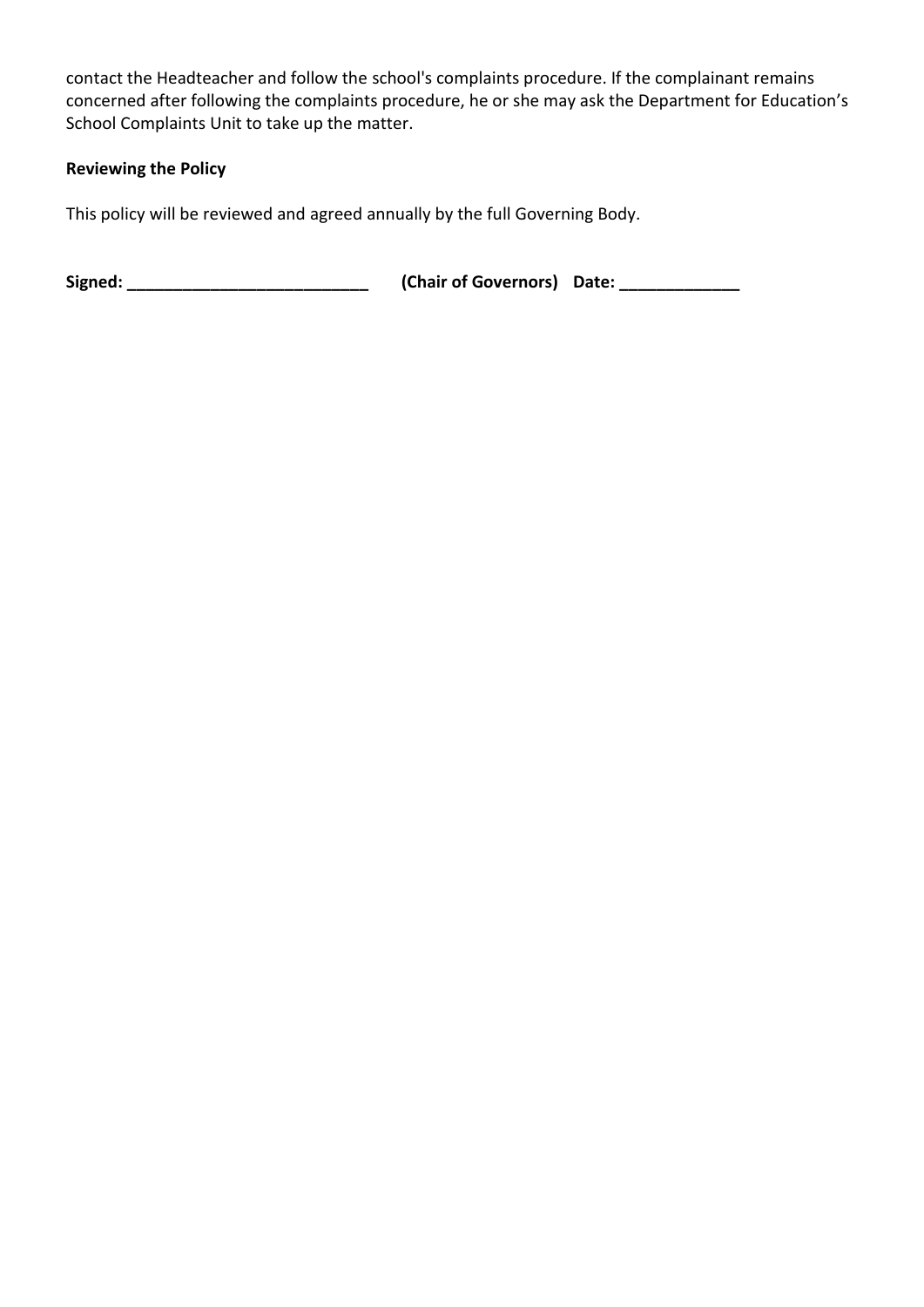contact the Headteacher and follow the school's complaints procedure. If the complainant remains concerned after following the complaints procedure, he or she may ask the Department for Education's School Complaints Unit to take up the matter.

**Reviewing the Policy**

This policy will be reviewed and agreed annually by the full Governing Body.

**Signed: __________________________ (Chair of Governors) Date: _____________**